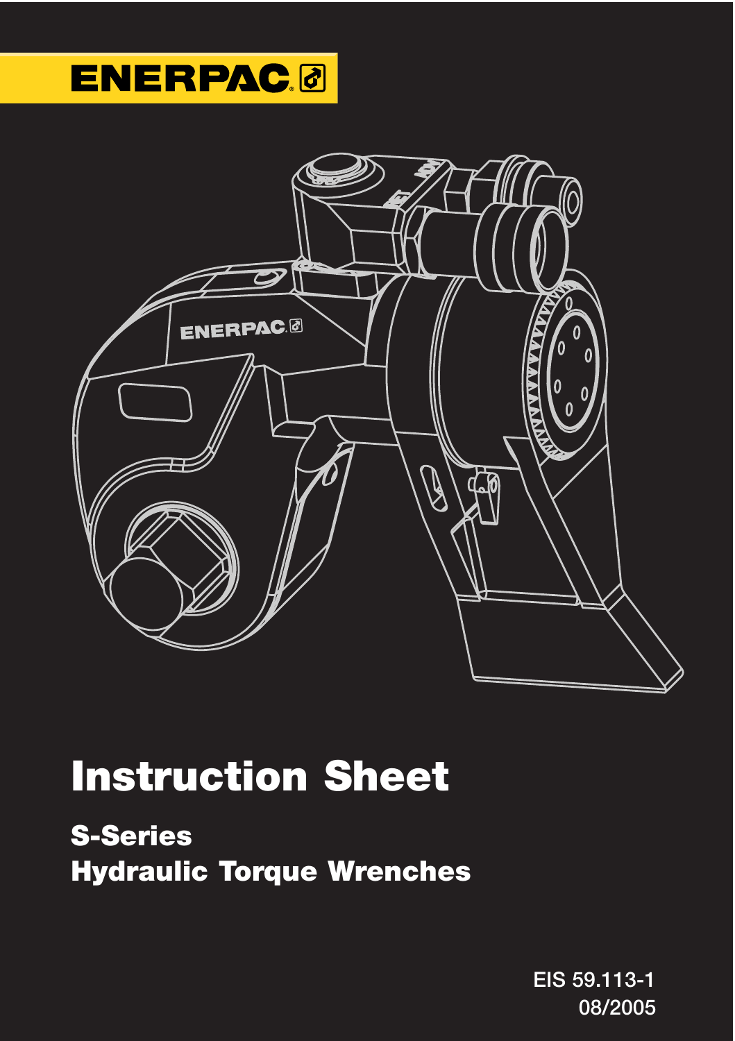ENERPAC

# Instruction Sheet

## S-Series
## Hydraulic Torque Wrenches

EIS 59.113-1
08/2005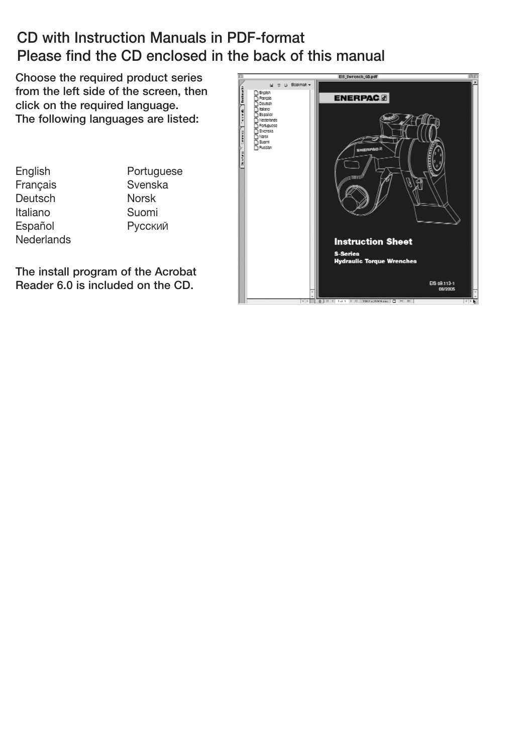# CD with Instruction Manuals in PDF-format
# Please find the CD enclosed in the back of this manual

**Choose the required product series from the left side of the screen, then click on the required language. The following languages are listed:**

English
Français
Deutsch
Italiano
Español
Nederlands
Portuguese
Svenska
Norsk
Suomi
Русский

**The install program of the Acrobat Reader 6.0 is included on the CD.**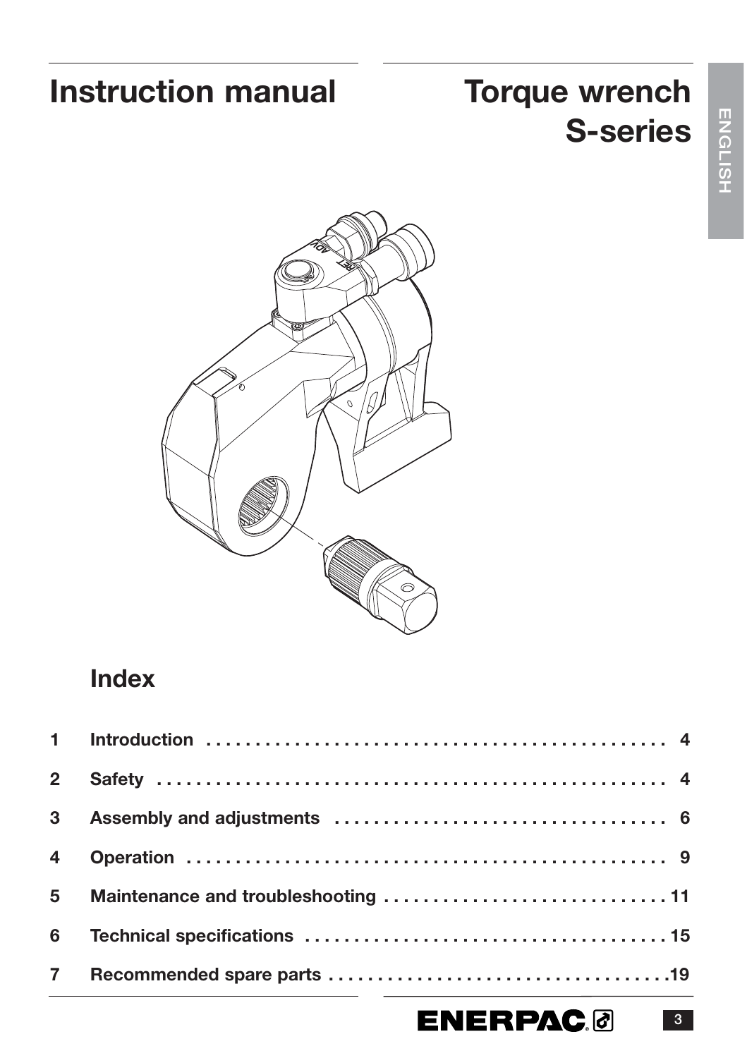# Instruction manual

# Torque wrench S-series

## Index

| | | |
|---|---|---|
| 1 | Introduction | 4 |
| 2 | Safety | 4 |
| 3 | Assembly and adjustments | 6 |
| 4 | Operation | 9 |
| 5 | Maintenance and troubleshooting | 11 |
| 6 | Technical specifications | 15 |
| 7 | Recommended spare parts | 19 |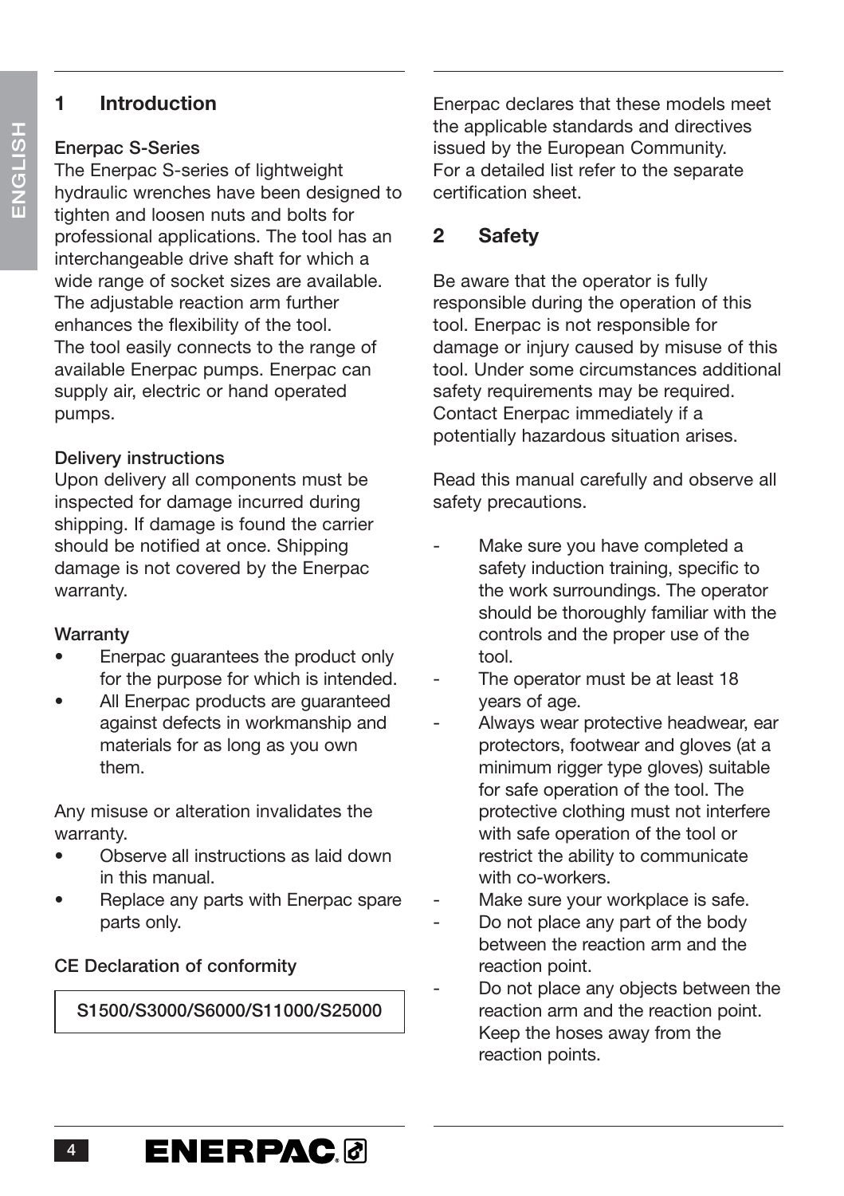## 1 Introduction

**Enerpac S-Series**

The Enerpac S-series of lightweight hydraulic wrenches have been designed to tighten and loosen nuts and bolts for professional applications. The tool has an interchangeable drive shaft for which a wide range of socket sizes are available. The adjustable reaction arm further enhances the flexibility of the tool. The tool easily connects to the range of available Enerpac pumps. Enerpac can supply air, electric or hand operated pumps.

**Delivery instructions**

Upon delivery all components must be inspected for damage incurred during shipping. If damage is found the carrier should be notified at once. Shipping damage is not covered by the Enerpac warranty.

**Warranty**

- Enerpac guarantees the product only for the purpose for which is intended.
- All Enerpac products are guaranteed against defects in workmanship and materials for as long as you own them.

Any misuse or alteration invalidates the warranty.

- Observe all instructions as laid down in this manual.
- Replace any parts with Enerpac spare parts only.

**CE Declaration of conformity**

| S1500/S3000/S6000/S11000/S25000 |
|---|

Enerpac declares that these models meet the applicable standards and directives issued by the European Community. For a detailed list refer to the separate certification sheet.

## 2 Safety

Be aware that the operator is fully responsible during the operation of this tool. Enerpac is not responsible for damage or injury caused by misuse of this tool. Under some circumstances additional safety requirements may be required. Contact Enerpac immediately if a potentially hazardous situation arises.

Read this manual carefully and observe all safety precautions.

- Make sure you have completed a safety induction training, specific to the work surroundings. The operator should be thoroughly familiar with the controls and the proper use of the tool.
- The operator must be at least 18 years of age.
- Always wear protective headwear, ear protectors, footwear and gloves (at a minimum rigger type gloves) suitable for safe operation of the tool. The protective clothing must not interfere with safe operation of the tool or restrict the ability to communicate with co-workers.
- Make sure your workplace is safe.
- Do not place any part of the body between the reaction arm and the reaction point.
- Do not place any objects between the reaction arm and the reaction point. Keep the hoses away from the reaction points.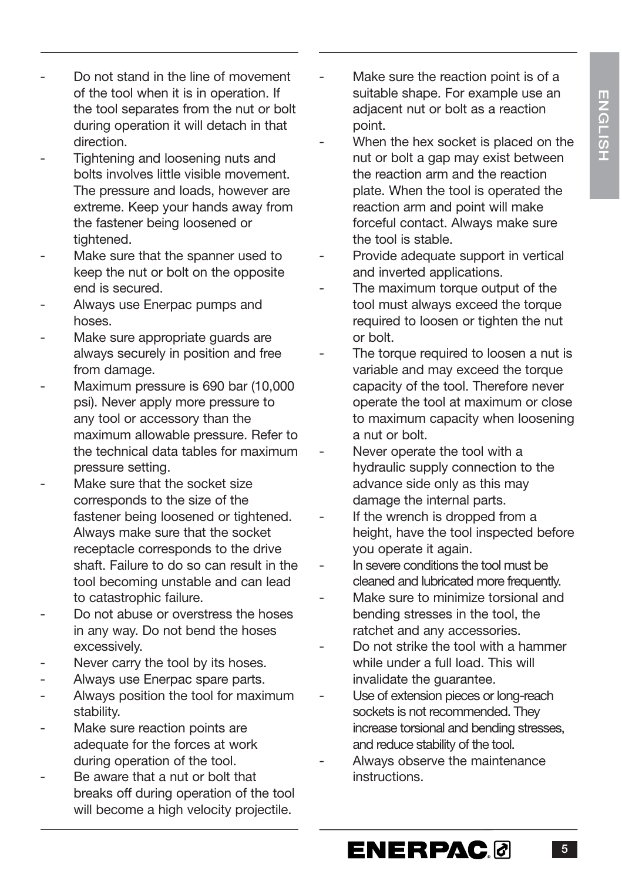- Do not stand in the line of movement of the tool when it is in operation. If the tool separates from the nut or bolt during operation it will detach in that direction.
- Tightening and loosening nuts and bolts involves little visible movement. The pressure and loads, however are extreme. Keep your hands away from the fastener being loosened or tightened.
- Make sure that the spanner used to keep the nut or bolt on the opposite end is secured.
- Always use Enerpac pumps and hoses.
- Make sure appropriate guards are always securely in position and free from damage.
- Maximum pressure is 690 bar (10,000 psi). Never apply more pressure to any tool or accessory than the maximum allowable pressure. Refer to the technical data tables for maximum pressure setting.
- Make sure that the socket size corresponds to the size of the fastener being loosened or tightened. Always make sure that the socket receptacle corresponds to the drive shaft. Failure to do so can result in the tool becoming unstable and can lead to catastrophic failure.
- Do not abuse or overstress the hoses in any way. Do not bend the hoses excessively.
- Never carry the tool by its hoses.
- Always use Enerpac spare parts.
- Always position the tool for maximum stability.
- Make sure reaction points are adequate for the forces at work during operation of the tool.
- Be aware that a nut or bolt that breaks off during operation of the tool will become a high velocity projectile.
- Make sure the reaction point is of a suitable shape. For example use an adjacent nut or bolt as a reaction point.
- When the hex socket is placed on the nut or bolt a gap may exist between the reaction arm and the reaction plate. When the tool is operated the reaction arm and point will make forceful contact. Always make sure the tool is stable.
- Provide adequate support in vertical and inverted applications.
- The maximum torque output of the tool must always exceed the torque required to loosen or tighten the nut or bolt.
- The torque required to loosen a nut is variable and may exceed the torque capacity of the tool. Therefore never operate the tool at maximum or close to maximum capacity when loosening a nut or bolt.
- Never operate the tool with a hydraulic supply connection to the advance side only as this may damage the internal parts.
- If the wrench is dropped from a height, have the tool inspected before you operate it again.
- In severe conditions the tool must be cleaned and lubricated more frequently.
- Make sure to minimize torsional and bending stresses in the tool, the ratchet and any accessories.
- Do not strike the tool with a hammer while under a full load. This will invalidate the guarantee.
- Use of extension pieces or long-reach sockets is not recommended. They increase torsional and bending stresses, and reduce stability of the tool.
- Always observe the maintenance instructions.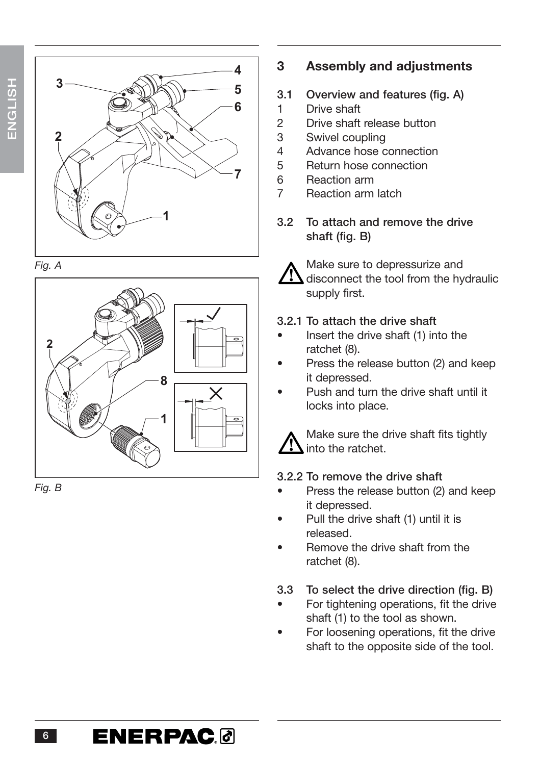Fig. A

Fig. B

## 3 Assembly and adjustments

### 3.1 Overview and features (fig. A)

1. Drive shaft
2. Drive shaft release button
3. Swivel coupling
4. Advance hose connection
5. Return hose connection
6. Reaction arm
7. Reaction arm latch

### 3.2 To attach and remove the drive shaft (fig. B)

⚠ Make sure to depressurize and disconnect the tool from the hydraulic supply first.

#### 3.2.1 To attach the drive shaft

- Insert the drive shaft (1) into the ratchet (8).
- Press the release button (2) and keep it depressed.
- Push and turn the drive shaft until it locks into place.

⚠ Make sure the drive shaft fits tightly into the ratchet.

#### 3.2.2 To remove the drive shaft

- Press the release button (2) and keep it depressed.
- Pull the drive shaft (1) until it is released.
- Remove the drive shaft from the ratchet (8).

### 3.3 To select the drive direction (fig. B)

- For tightening operations, fit the drive shaft (1) to the tool as shown.
- For loosening operations, fit the drive shaft to the opposite side of the tool.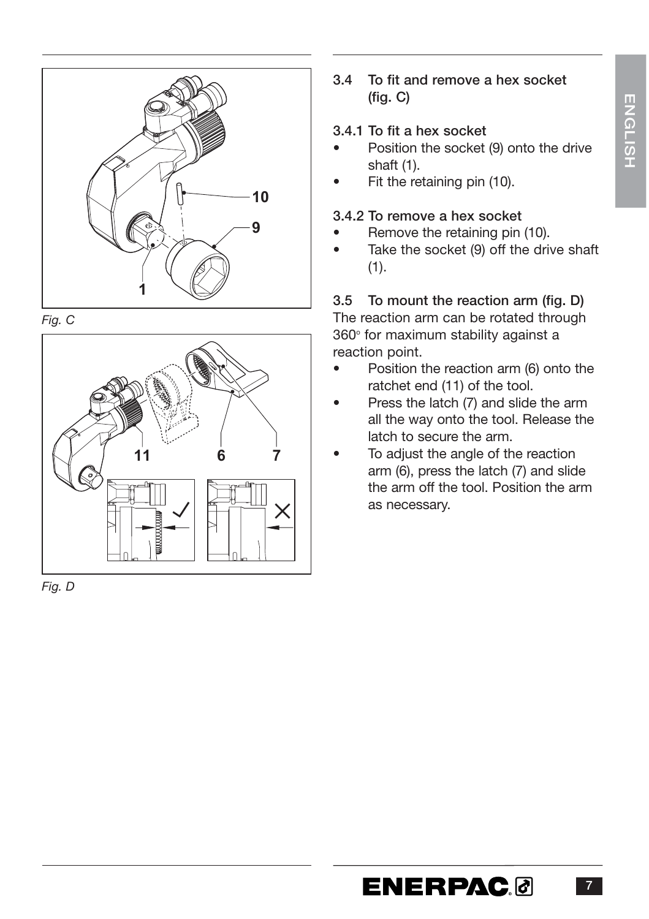Fig. C

Fig. D

### 3.4 To fit and remove a hex socket (fig. C)

#### 3.4.1 To fit a hex socket

- Position the socket (9) onto the drive shaft (1).
- Fit the retaining pin (10).

#### 3.4.2 To remove a hex socket

- Remove the retaining pin (10).
- Take the socket (9) off the drive shaft (1).

### 3.5 To mount the reaction arm (fig. D)

The reaction arm can be rotated through 360° for maximum stability against a reaction point.

- Position the reaction arm (6) onto the ratchet end (11) of the tool.
- Press the latch (7) and slide the arm all the way onto the tool. Release the latch to secure the arm.
- To adjust the angle of the reaction arm (6), press the latch (7) and slide the arm off the tool. Position the arm as necessary.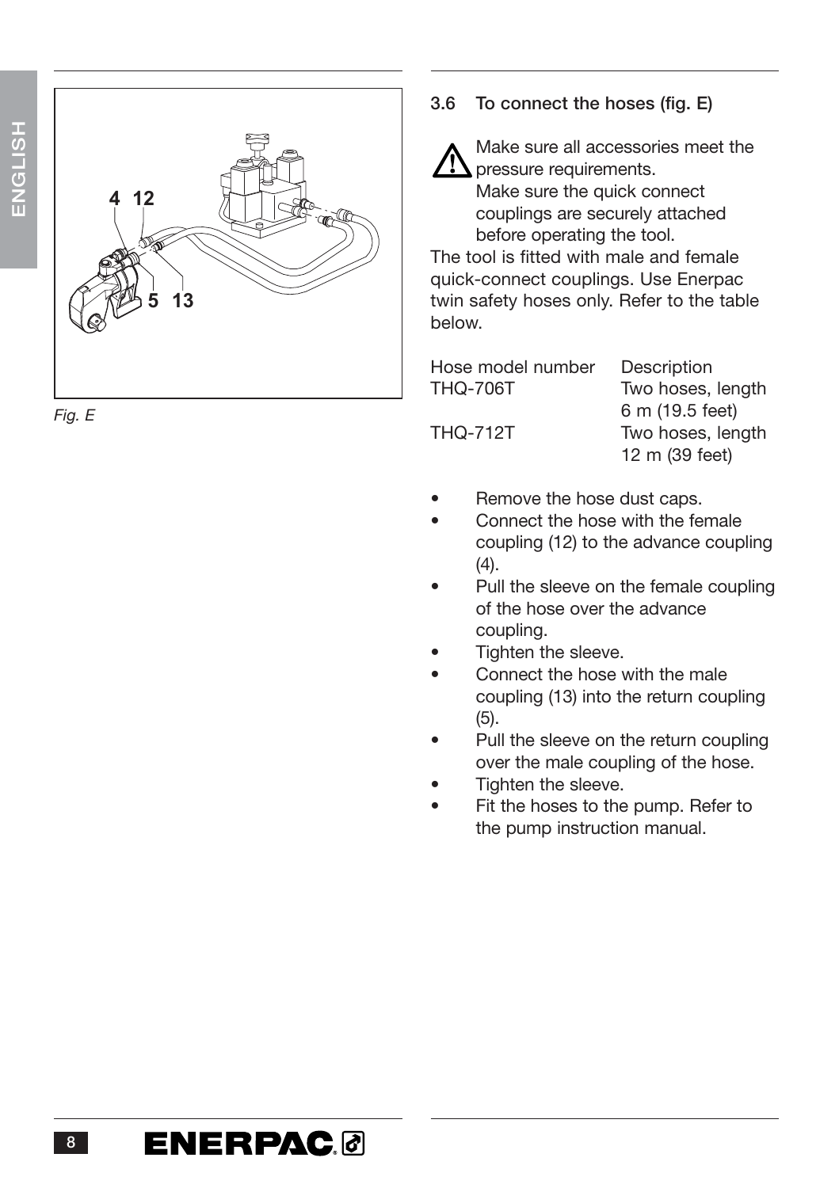Fig. E

### 3.6 To connect the hoses (fig. E)

⚠ Make sure all accessories meet the pressure requirements.
Make sure the quick connect couplings are securely attached before operating the tool.

The tool is fitted with male and female quick-connect couplings. Use Enerpac twin safety hoses only. Refer to the table below.

| Hose model number | Description |
|---|---|
| THQ-706T | Two hoses, length 6 m (19.5 feet) |
| THQ-712T | Two hoses, length 12 m (39 feet) |

- Remove the hose dust caps.
- Connect the hose with the female coupling (12) to the advance coupling (4).
- Pull the sleeve on the female coupling of the hose over the advance coupling.
- Tighten the sleeve.
- Connect the hose with the male coupling (13) into the return coupling (5).
- Pull the sleeve on the return coupling over the male coupling of the hose.
- Tighten the sleeve.
- Fit the hoses to the pump. Refer to the pump instruction manual.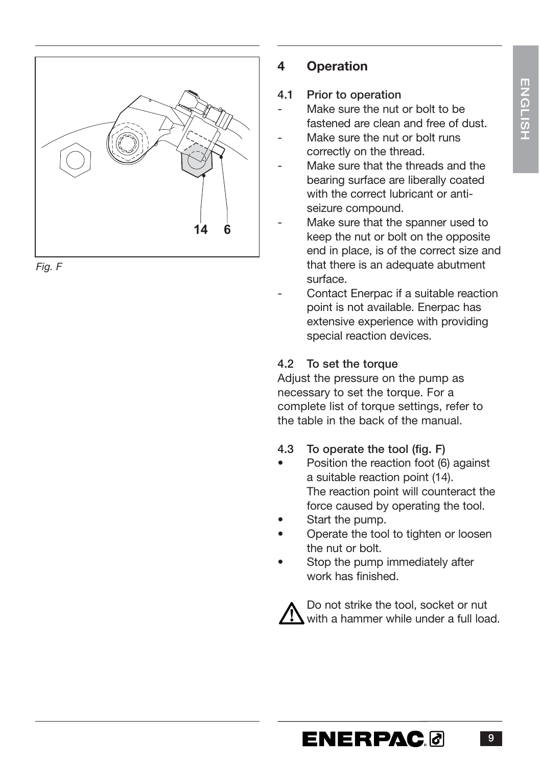Fig. F

## 4 Operation

### 4.1 Prior to operation

- Make sure the nut or bolt to be fastened are clean and free of dust.
- Make sure the nut or bolt runs correctly on the thread.
- Make sure that the threads and the bearing surface are liberally coated with the correct lubricant or anti-seizure compound.
- Make sure that the spanner used to keep the nut or bolt on the opposite end in place, is of the correct size and that there is an adequate abutment surface.
- Contact Enerpac if a suitable reaction point is not available. Enerpac has extensive experience with providing special reaction devices.

### 4.2 To set the torque

Adjust the pressure on the pump as necessary to set the torque. For a complete list of torque settings, refer to the table in the back of the manual.

### 4.3 To operate the tool (fig. F)

- Position the reaction foot (6) against a suitable reaction point (14). The reaction point will counteract the force caused by operating the tool.
- Start the pump.
- Operate the tool to tighten or loosen the nut or bolt.
- Stop the pump immediately after work has finished.

⚠ Do not strike the tool, socket or nut with a hammer while under a full load.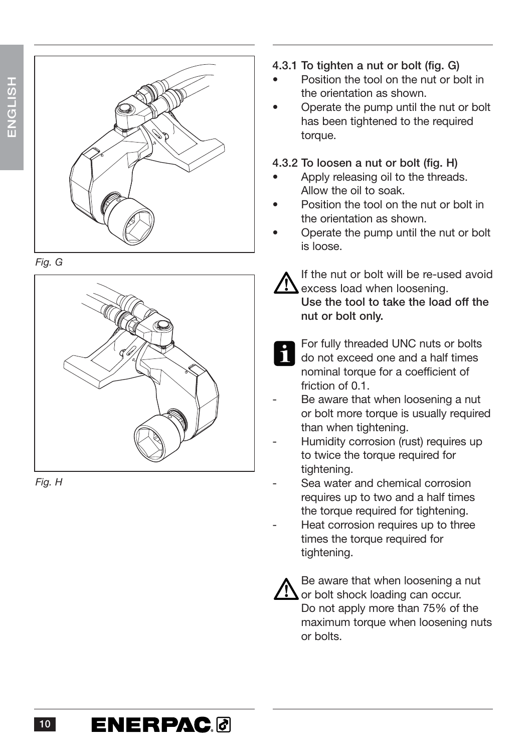Fig. G

Fig. H

### 4.3.1 To tighten a nut or bolt (fig. G)

- Position the tool on the nut or bolt in the orientation as shown.
- Operate the pump until the nut or bolt has been tightened to the required torque.

### 4.3.2 To loosen a nut or bolt (fig. H)

- Apply releasing oil to the threads. Allow the oil to soak.
- Position the tool on the nut or bolt in the orientation as shown.
- Operate the pump until the nut or bolt is loose.

⚠ If the nut or bolt will be re-used avoid excess load when loosening. **Use the tool to take the load off the nut or bolt only.**

ℹ For fully threaded UNC nuts or bolts do not exceed one and a half times nominal torque for a coefficient of friction of 0.1.

- Be aware that when loosening a nut or bolt more torque is usually required than when tightening.
- Humidity corrosion (rust) requires up to twice the torque required for tightening.
- Sea water and chemical corrosion requires up to two and a half times the torque required for tightening.
- Heat corrosion requires up to three times the torque required for tightening.

⚠ Be aware that when loosening a nut or bolt shock loading can occur. Do not apply more than 75% of the maximum torque when loosening nuts or bolts.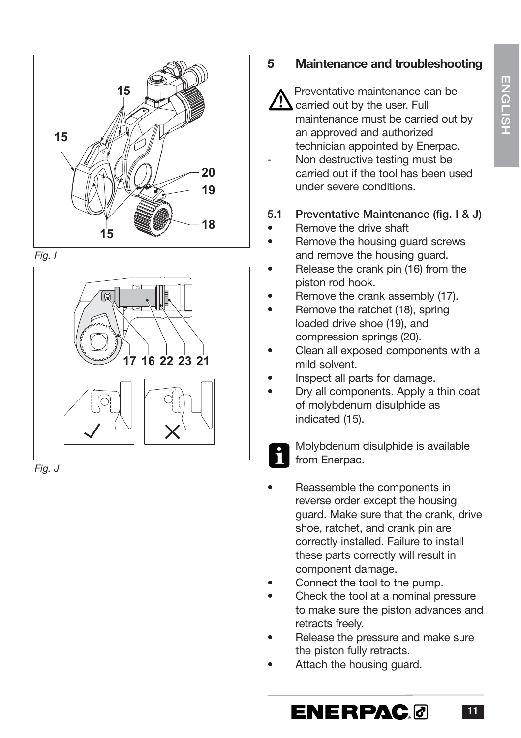*Fig. I*

*Fig. J*

## 5 Maintenance and troubleshooting

⚠ Preventative maintenance can be carried out by the user. Full maintenance must be carried out by an approved and authorized technician appointed by Enerpac.

- Non destructive testing must be carried out if the tool has been used under severe conditions.

### 5.1 Preventative Maintenance (fig. I & J)

- Remove the drive shaft
- Remove the housing guard screws and remove the housing guard.
- Release the crank pin (16) from the piston rod hook.
- Remove the crank assembly (17).
- Remove the ratchet (18), spring loaded drive shoe (19), and compression springs (20).
- Clean all exposed components with a mild solvent.
- Inspect all parts for damage.
- Dry all components. Apply a thin coat of molybdenum disulphide as indicated (15).

Molybdenum disulphide is available from Enerpac.

- Reassemble the components in reverse order except the housing guard. Make sure that the crank, drive shoe, ratchet, and crank pin are correctly installed. Failure to install these parts correctly will result in component damage.
- Connect the tool to the pump.
- Check the tool at a nominal pressure to make sure the piston advances and retracts freely.
- Release the pressure and make sure the piston fully retracts.
- Attach the housing guard.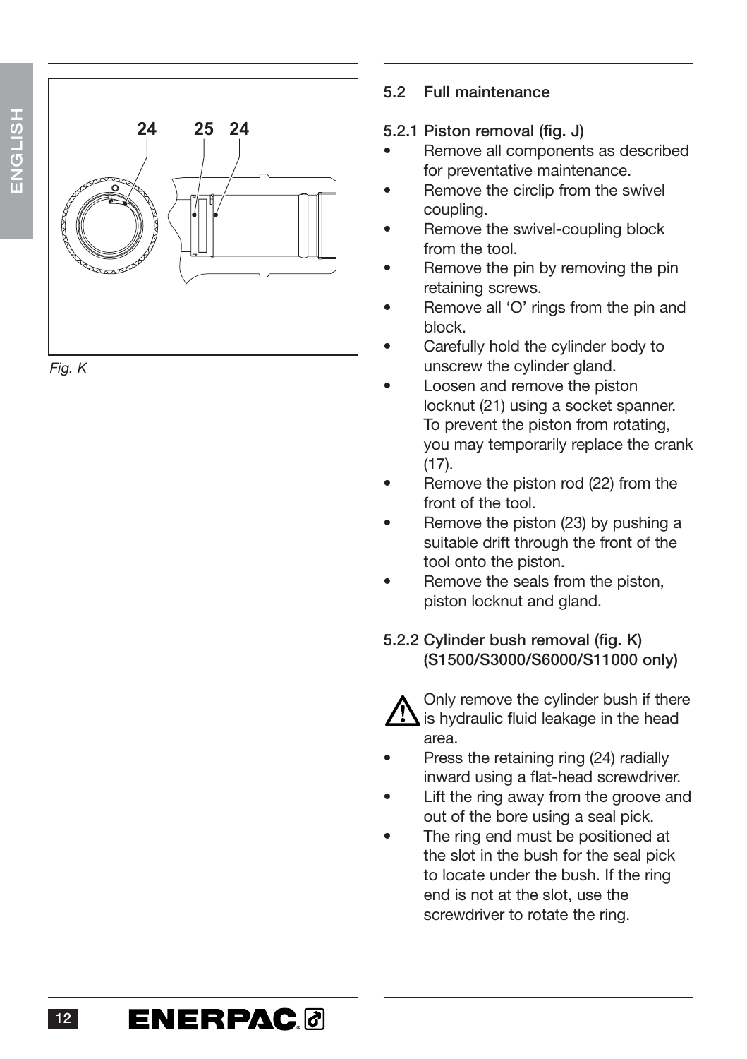Fig. K

## 5.2 Full maintenance

### 5.2.1 Piston removal (fig. J)

- Remove all components as described for preventative maintenance.
- Remove the circlip from the swivel coupling.
- Remove the swivel-coupling block from the tool.
- Remove the pin by removing the pin retaining screws.
- Remove all 'O' rings from the pin and block.
- Carefully hold the cylinder body to unscrew the cylinder gland.
- Loosen and remove the piston locknut (21) using a socket spanner. To prevent the piston from rotating, you may temporarily replace the crank (17).
- Remove the piston rod (22) from the front of the tool.
- Remove the piston (23) by pushing a suitable drift through the front of the tool onto the piston.
- Remove the seals from the piston, piston locknut and gland.

### 5.2.2 Cylinder bush removal (fig. K) (S1500/S3000/S6000/S11000 only)

⚠ Only remove the cylinder bush if there is hydraulic fluid leakage in the head area.

- Press the retaining ring (24) radially inward using a flat-head screwdriver.
- Lift the ring away from the groove and out of the bore using a seal pick.
- The ring end must be positioned at the slot in the bush for the seal pick to locate under the bush. If the ring end is not at the slot, use the screwdriver to rotate the ring.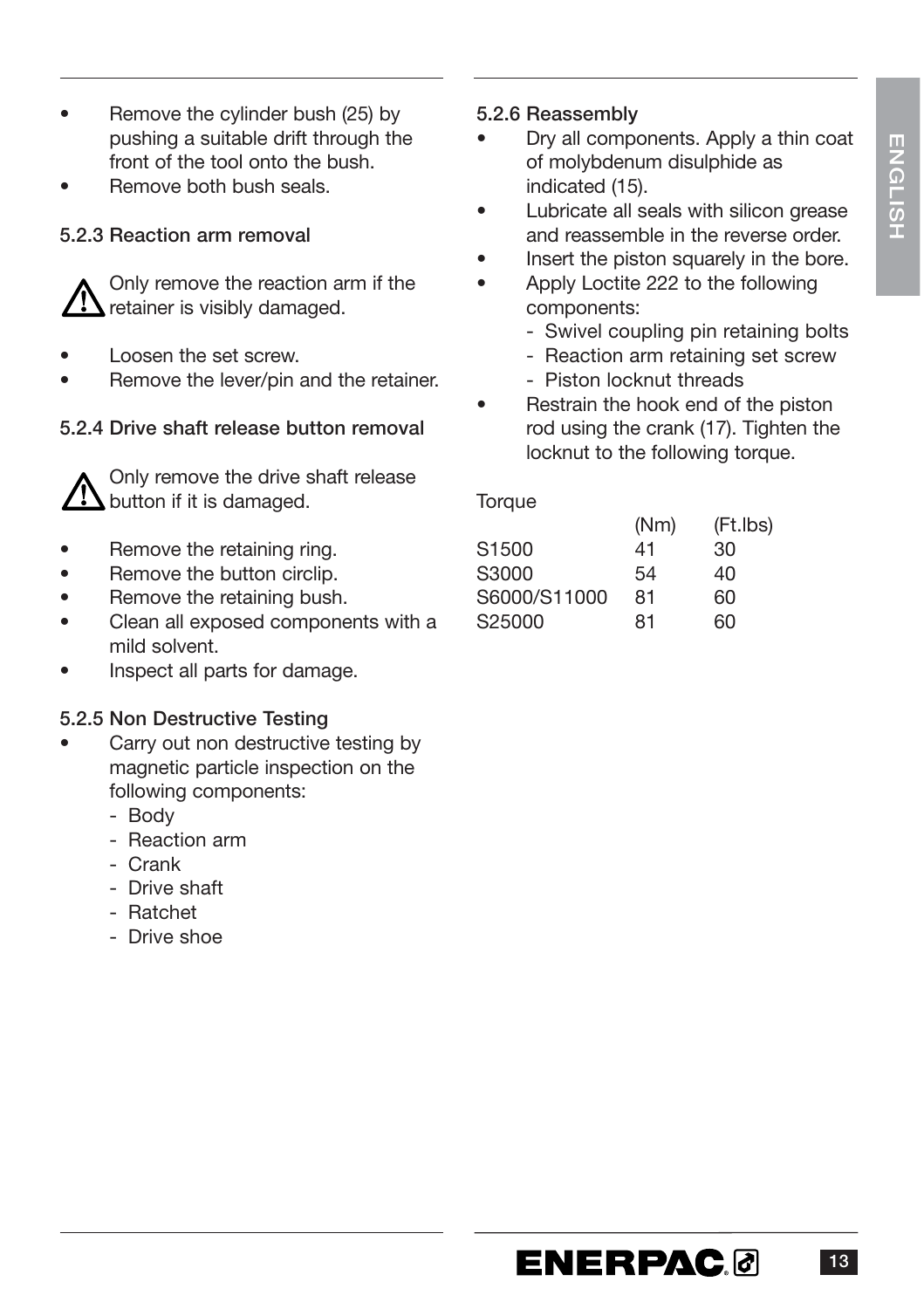- Remove the cylinder bush (25) by pushing a suitable drift through the front of the tool onto the bush.
- Remove both bush seals.

### 5.2.3 Reaction arm removal

⚠ Only remove the reaction arm if the retainer is visibly damaged.

- Loosen the set screw.
- Remove the lever/pin and the retainer.

### 5.2.4 Drive shaft release button removal

⚠ Only remove the drive shaft release button if it is damaged.

- Remove the retaining ring.
- Remove the button circlip.
- Remove the retaining bush.
- Clean all exposed components with a mild solvent.
- Inspect all parts for damage.

### 5.2.5 Non Destructive Testing

- Carry out non destructive testing by magnetic particle inspection on the following components:
  - Body
  - Reaction arm
  - Crank
  - Drive shaft
  - Ratchet
  - Drive shoe

### 5.2.6 Reassembly

- Dry all components. Apply a thin coat of molybdenum disulphide as indicated (15).
- Lubricate all seals with silicon grease and reassemble in the reverse order.
- Insert the piston squarely in the bore.
- Apply Loctite 222 to the following components:
  - Swivel coupling pin retaining bolts
  - Reaction arm retaining set screw
  - Piston locknut threads
- Restrain the hook end of the piston rod using the crank (17). Tighten the locknut to the following torque.

Torque

| | (Nm) | (Ft.lbs) |
|---|---|---|
| S1500 | 41 | 30 |
| S3000 | 54 | 40 |
| S6000/S11000 | 81 | 60 |
| S25000 | 81 | 60 |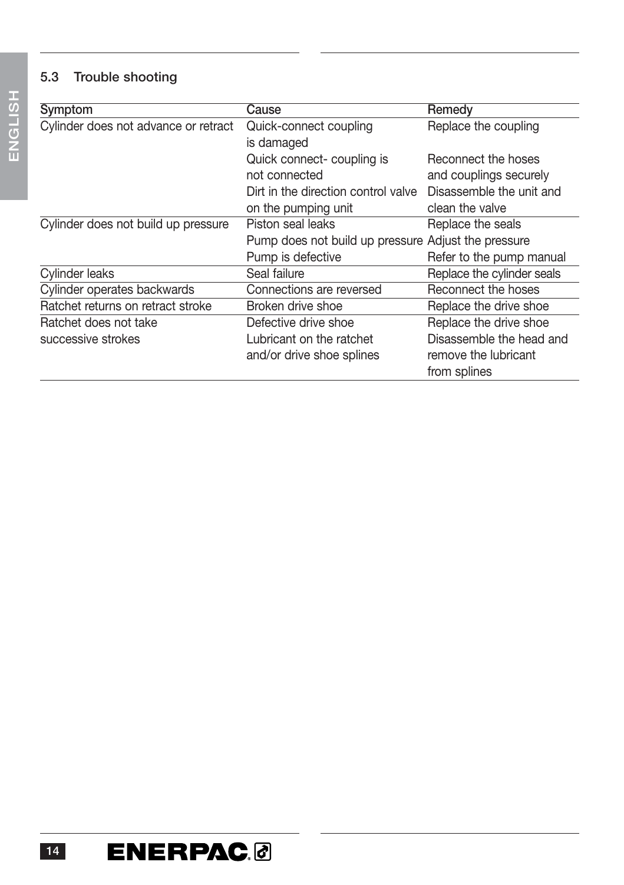## 5.3 Trouble shooting

| Symptom | Cause | Remedy |
|---|---|---|
| Cylinder does not advance or retract | Quick-connect coupling is damaged | Replace the coupling |
| | Quick connect- coupling is not connected | Reconnect the hoses and couplings securely |
| | Dirt in the direction control valve on the pumping unit | Disassemble the unit and clean the valve |
| Cylinder does not build up pressure | Piston seal leaks | Replace the seals |
| | Pump does not build up pressure | Adjust the pressure |
| | Pump is defective | Refer to the pump manual |
| Cylinder leaks | Seal failure | Replace the cylinder seals |
| Cylinder operates backwards | Connections are reversed | Reconnect the hoses |
| Ratchet returns on retract stroke | Broken drive shoe | Replace the drive shoe |
| Ratchet does not take successive strokes | Defective drive shoe | Replace the drive shoe |
| | Lubricant on the ratchet and/or drive shoe splines | Disassemble the head and remove the lubricant from splines |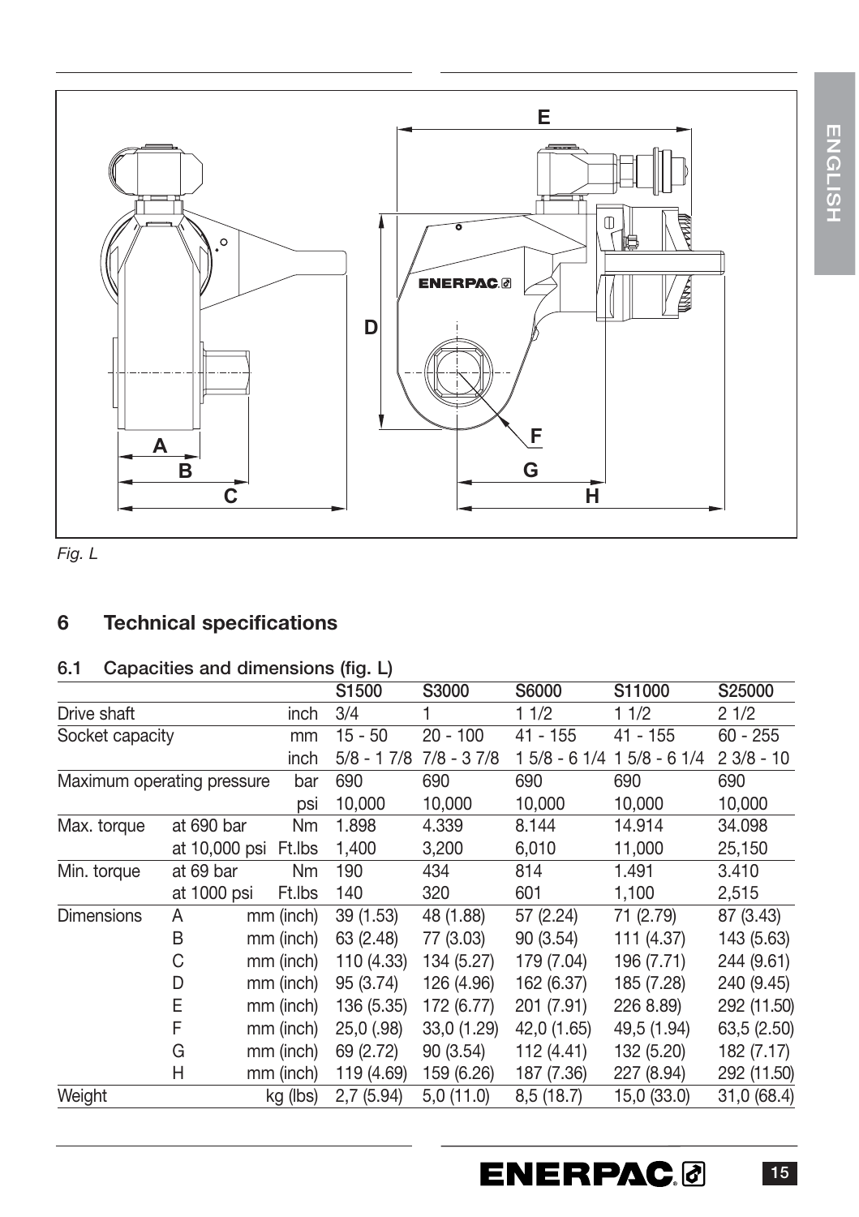*Fig. L*

## 6 Technical specifications

### 6.1 Capacities and dimensions (fig. L)

| | | | S1500 | S3000 | S6000 | S11000 | S25000 |
|---|---|---|---|---|---|---|---|
| Drive shaft | | inch | 3/4 | 1 | 1 1/2 | 1 1/2 | 2 1/2 |
| Socket capacity | | mm | 15 - 50 | 20 - 100 | 41 - 155 | 41 - 155 | 60 - 255 |
| | | inch | 5/8 - 1 7/8 | 7/8 - 3 7/8 | 1 5/8 - 6 1/4 | 1 5/8 - 6 1/4 | 2 3/8 - 10 |
| Maximum operating pressure | | bar | 690 | 690 | 690 | 690 | 690 |
| | | psi | 10,000 | 10,000 | 10,000 | 10,000 | 10,000 |
| Max. torque | at 690 bar | Nm | 1.898 | 4.339 | 8.144 | 14.914 | 34.098 |
| | at 10,000 psi | Ft.lbs | 1,400 | 3,200 | 6,010 | 11,000 | 25,150 |
| Min. torque | at 69 bar | Nm | 190 | 434 | 814 | 1.491 | 3.410 |
| | at 1000 psi | Ft.lbs | 140 | 320 | 601 | 1,100 | 2,515 |
| Dimensions | A | mm (inch) | 39 (1.53) | 48 (1.88) | 57 (2.24) | 71 (2.79) | 87 (3.43) |
| | B | mm (inch) | 63 (2.48) | 77 (3.03) | 90 (3.54) | 111 (4.37) | 143 (5.63) |
| | C | mm (inch) | 110 (4.33) | 134 (5.27) | 179 (7.04) | 196 (7.71) | 244 (9.61) |
| | D | mm (inch) | 95 (3.74) | 126 (4.96) | 162 (6.37) | 185 (7.28) | 240 (9.45) |
| | E | mm (inch) | 136 (5.35) | 172 (6.77) | 201 (7.91) | 226 8.89) | 292 (11.50) |
| | F | mm (inch) | 25,0 (.98) | 33,0 (1.29) | 42,0 (1.65) | 49,5 (1.94) | 63,5 (2.50) |
| | G | mm (inch) | 69 (2.72) | 90 (3.54) | 112 (4.41) | 132 (5.20) | 182 (7.17) |
| | H | mm (inch) | 119 (4.69) | 159 (6.26) | 187 (7.36) | 227 (8.94) | 292 (11.50) |
| Weight | | kg (lbs) | 2,7 (5.94) | 5,0 (11.0) | 8,5 (18.7) | 15,0 (33.0) | 31,0 (68.4) |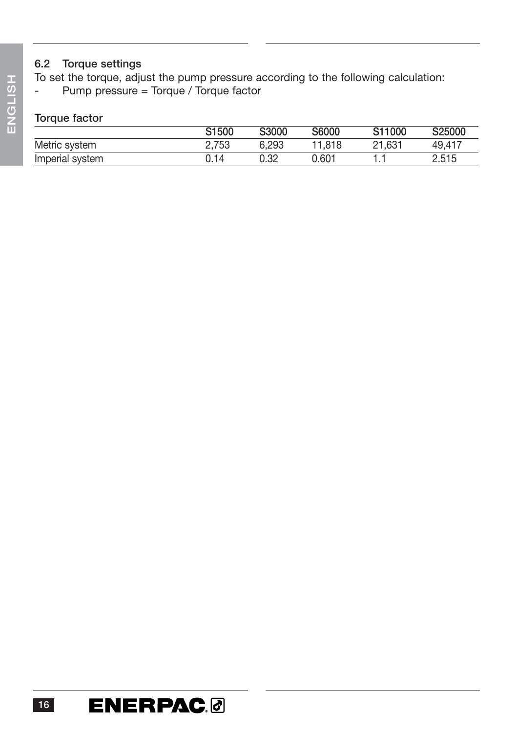### 6.2 Torque settings

To set the torque, adjust the pump pressure according to the following calculation:

- Pump pressure = Torque / Torque factor

**Torque factor**

| | S1500 | S3000 | S6000 | S11000 | S25000 |
|---|---|---|---|---|---|
| Metric system | 2,753 | 6,293 | 11,818 | 21,631 | 49,417 |
| Imperial system | 0.14 | 0.32 | 0.601 | 1.1 | 2.515 |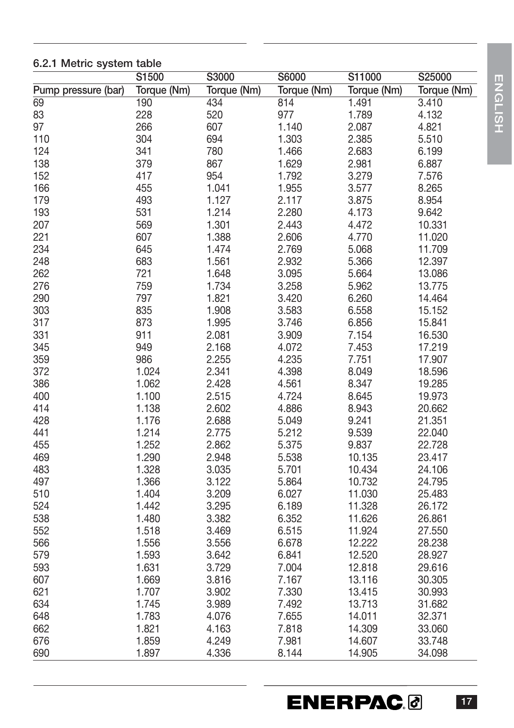### 6.2.1 Metric system table

| | S1500 | S3000 | S6000 | S11000 | S25000 |
|---|---|---|---|---|---|
| Pump pressure (bar) | Torque (Nm) | Torque (Nm) | Torque (Nm) | Torque (Nm) | Torque (Nm) |
| 69 | 190 | 434 | 814 | 1.491 | 3.410 |
| 83 | 228 | 520 | 977 | 1.789 | 4.132 |
| 97 | 266 | 607 | 1.140 | 2.087 | 4.821 |
| 110 | 304 | 694 | 1.303 | 2.385 | 5.510 |
| 124 | 341 | 780 | 1.466 | 2.683 | 6.199 |
| 138 | 379 | 867 | 1.629 | 2.981 | 6.887 |
| 152 | 417 | 954 | 1.792 | 3.279 | 7.576 |
| 166 | 455 | 1.041 | 1.955 | 3.577 | 8.265 |
| 179 | 493 | 1.127 | 2.117 | 3.875 | 8.954 |
| 193 | 531 | 1.214 | 2.280 | 4.173 | 9.642 |
| 207 | 569 | 1.301 | 2.443 | 4.472 | 10.331 |
| 221 | 607 | 1.388 | 2.606 | 4.770 | 11.020 |
| 234 | 645 | 1.474 | 2.769 | 5.068 | 11.709 |
| 248 | 683 | 1.561 | 2.932 | 5.366 | 12.397 |
| 262 | 721 | 1.648 | 3.095 | 5.664 | 13.086 |
| 276 | 759 | 1.734 | 3.258 | 5.962 | 13.775 |
| 290 | 797 | 1.821 | 3.420 | 6.260 | 14.464 |
| 303 | 835 | 1.908 | 3.583 | 6.558 | 15.152 |
| 317 | 873 | 1.995 | 3.746 | 6.856 | 15.841 |
| 331 | 911 | 2.081 | 3.909 | 7.154 | 16.530 |
| 345 | 949 | 2.168 | 4.072 | 7.453 | 17.219 |
| 359 | 986 | 2.255 | 4.235 | 7.751 | 17.907 |
| 372 | 1.024 | 2.341 | 4.398 | 8.049 | 18.596 |
| 386 | 1.062 | 2.428 | 4.561 | 8.347 | 19.285 |
| 400 | 1.100 | 2.515 | 4.724 | 8.645 | 19.973 |
| 414 | 1.138 | 2.602 | 4.886 | 8.943 | 20.662 |
| 428 | 1.176 | 2.688 | 5.049 | 9.241 | 21.351 |
| 441 | 1.214 | 2.775 | 5.212 | 9.539 | 22.040 |
| 455 | 1.252 | 2.862 | 5.375 | 9.837 | 22.728 |
| 469 | 1.290 | 2.948 | 5.538 | 10.135 | 23.417 |
| 483 | 1.328 | 3.035 | 5.701 | 10.434 | 24.106 |
| 497 | 1.366 | 3.122 | 5.864 | 10.732 | 24.795 |
| 510 | 1.404 | 3.209 | 6.027 | 11.030 | 25.483 |
| 524 | 1.442 | 3.295 | 6.189 | 11.328 | 26.172 |
| 538 | 1.480 | 3.382 | 6.352 | 11.626 | 26.861 |
| 552 | 1.518 | 3.469 | 6.515 | 11.924 | 27.550 |
| 566 | 1.556 | 3.556 | 6.678 | 12.222 | 28.238 |
| 579 | 1.593 | 3.642 | 6.841 | 12.520 | 28.927 |
| 593 | 1.631 | 3.729 | 7.004 | 12.818 | 29.616 |
| 607 | 1.669 | 3.816 | 7.167 | 13.116 | 30.305 |
| 621 | 1.707 | 3.902 | 7.330 | 13.415 | 30.993 |
| 634 | 1.745 | 3.989 | 7.492 | 13.713 | 31.682 |
| 648 | 1.783 | 4.076 | 7.655 | 14.011 | 32.371 |
| 662 | 1.821 | 4.163 | 7.818 | 14.309 | 33.060 |
| 676 | 1.859 | 4.249 | 7.981 | 14.607 | 33.748 |
| 690 | 1.897 | 4.336 | 8.144 | 14.905 | 34.098 |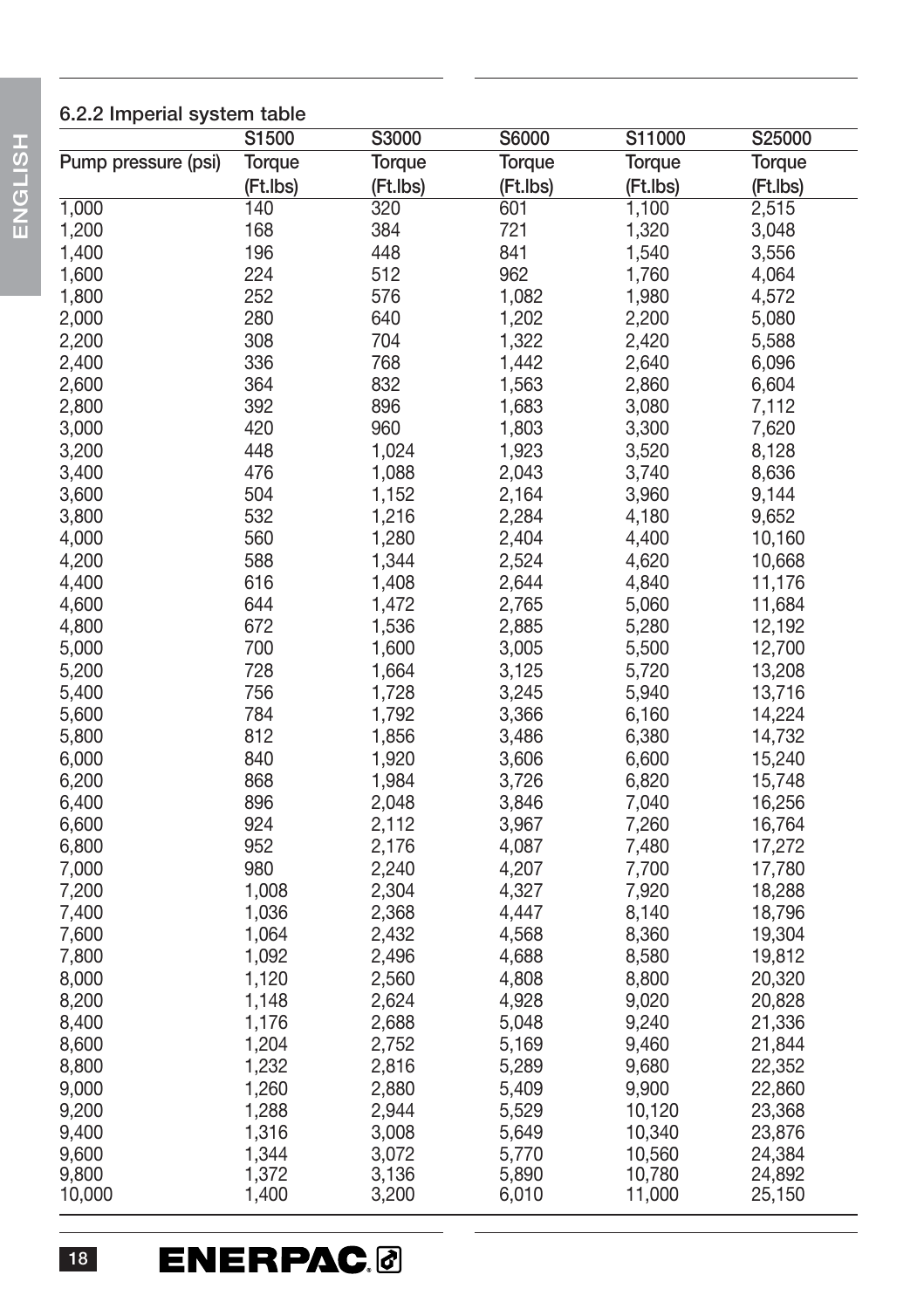### 6.2.2 Imperial system table

| | S1500 | S3000 | S6000 | S11000 | S25000 |
|---|---|---|---|---|---|
| Pump pressure (psi) | Torque (Ft.lbs) | Torque (Ft.lbs) | Torque (Ft.lbs) | Torque (Ft.lbs) | Torque (Ft.lbs) |
| 1,000 | 140 | 320 | 601 | 1,100 | 2,515 |
| 1,200 | 168 | 384 | 721 | 1,320 | 3,048 |
| 1,400 | 196 | 448 | 841 | 1,540 | 3,556 |
| 1,600 | 224 | 512 | 962 | 1,760 | 4,064 |
| 1,800 | 252 | 576 | 1,082 | 1,980 | 4,572 |
| 2,000 | 280 | 640 | 1,202 | 2,200 | 5,080 |
| 2,200 | 308 | 704 | 1,322 | 2,420 | 5,588 |
| 2,400 | 336 | 768 | 1,442 | 2,640 | 6,096 |
| 2,600 | 364 | 832 | 1,563 | 2,860 | 6,604 |
| 2,800 | 392 | 896 | 1,683 | 3,080 | 7,112 |
| 3,000 | 420 | 960 | 1,803 | 3,300 | 7,620 |
| 3,200 | 448 | 1,024 | 1,923 | 3,520 | 8,128 |
| 3,400 | 476 | 1,088 | 2,043 | 3,740 | 8,636 |
| 3,600 | 504 | 1,152 | 2,164 | 3,960 | 9,144 |
| 3,800 | 532 | 1,216 | 2,284 | 4,180 | 9,652 |
| 4,000 | 560 | 1,280 | 2,404 | 4,400 | 10,160 |
| 4,200 | 588 | 1,344 | 2,524 | 4,620 | 10,668 |
| 4,400 | 616 | 1,408 | 2,644 | 4,840 | 11,176 |
| 4,600 | 644 | 1,472 | 2,765 | 5,060 | 11,684 |
| 4,800 | 672 | 1,536 | 2,885 | 5,280 | 12,192 |
| 5,000 | 700 | 1,600 | 3,005 | 5,500 | 12,700 |
| 5,200 | 728 | 1,664 | 3,125 | 5,720 | 13,208 |
| 5,400 | 756 | 1,728 | 3,245 | 5,940 | 13,716 |
| 5,600 | 784 | 1,792 | 3,366 | 6,160 | 14,224 |
| 5,800 | 812 | 1,856 | 3,486 | 6,380 | 14,732 |
| 6,000 | 840 | 1,920 | 3,606 | 6,600 | 15,240 |
| 6,200 | 868 | 1,984 | 3,726 | 6,820 | 15,748 |
| 6,400 | 896 | 2,048 | 3,846 | 7,040 | 16,256 |
| 6,600 | 924 | 2,112 | 3,967 | 7,260 | 16,764 |
| 6,800 | 952 | 2,176 | 4,087 | 7,480 | 17,272 |
| 7,000 | 980 | 2,240 | 4,207 | 7,700 | 17,780 |
| 7,200 | 1,008 | 2,304 | 4,327 | 7,920 | 18,288 |
| 7,400 | 1,036 | 2,368 | 4,447 | 8,140 | 18,796 |
| 7,600 | 1,064 | 2,432 | 4,568 | 8,360 | 19,304 |
| 7,800 | 1,092 | 2,496 | 4,688 | 8,580 | 19,812 |
| 8,000 | 1,120 | 2,560 | 4,808 | 8,800 | 20,320 |
| 8,200 | 1,148 | 2,624 | 4,928 | 9,020 | 20,828 |
| 8,400 | 1,176 | 2,688 | 5,048 | 9,240 | 21,336 |
| 8,600 | 1,204 | 2,752 | 5,169 | 9,460 | 21,844 |
| 8,800 | 1,232 | 2,816 | 5,289 | 9,680 | 22,352 |
| 9,000 | 1,260 | 2,880 | 5,409 | 9,900 | 22,860 |
| 9,200 | 1,288 | 2,944 | 5,529 | 10,120 | 23,368 |
| 9,400 | 1,316 | 3,008 | 5,649 | 10,340 | 23,876 |
| 9,600 | 1,344 | 3,072 | 5,770 | 10,560 | 24,384 |
| 9,800 | 1,372 | 3,136 | 5,890 | 10,780 | 24,892 |
| 10,000 | 1,400 | 3,200 | 6,010 | 11,000 | 25,150 |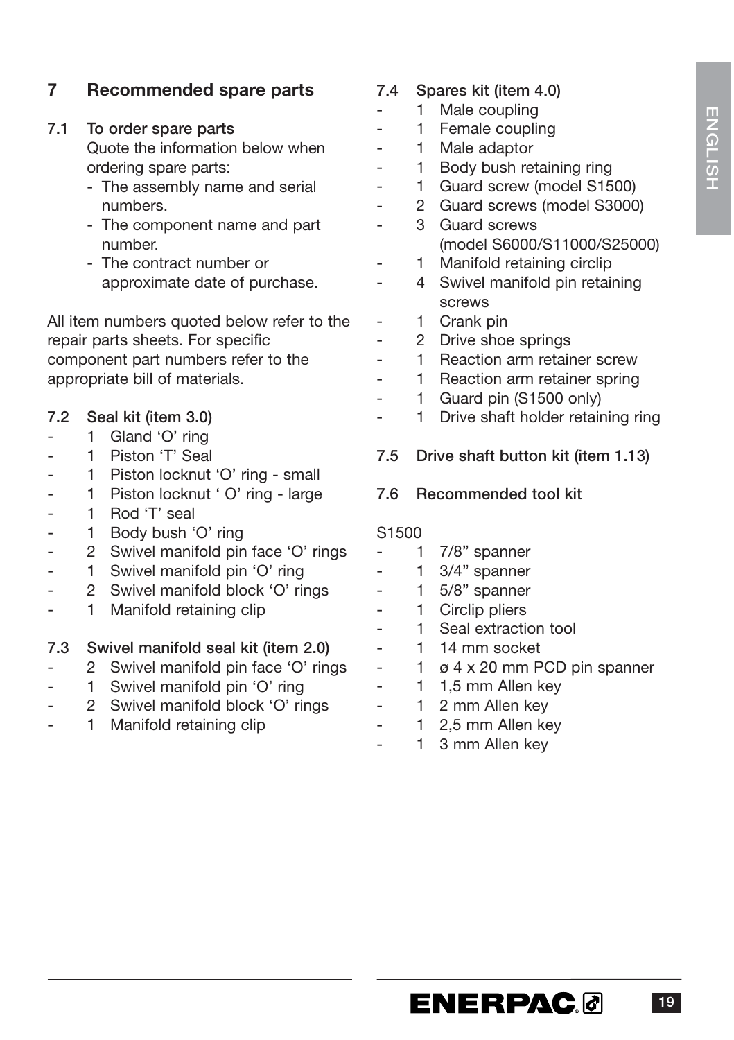## 7 Recommended spare parts

### 7.1 To order spare parts

Quote the information below when ordering spare parts:

- The assembly name and serial numbers.
- The component name and part number.
- The contract number or approximate date of purchase.

All item numbers quoted below refer to the repair parts sheets. For specific component part numbers refer to the appropriate bill of materials.

### 7.2 Seal kit (item 3.0)

- 1 Gland 'O' ring
- 1 Piston 'T' Seal
- 1 Piston locknut 'O' ring - small
- 1 Piston locknut ' O' ring - large
- 1 Rod 'T' seal
- 1 Body bush 'O' ring
- 2 Swivel manifold pin face 'O' rings
- 1 Swivel manifold pin 'O' ring
- 2 Swivel manifold block 'O' rings
- 1 Manifold retaining clip

### 7.3 Swivel manifold seal kit (item 2.0)

- 2 Swivel manifold pin face 'O' rings
- 1 Swivel manifold pin 'O' ring
- 2 Swivel manifold block 'O' rings
- 1 Manifold retaining clip

### 7.4 Spares kit (item 4.0)

- 1 Male coupling
- 1 Female coupling
- 1 Male adaptor
- 1 Body bush retaining ring
- 1 Guard screw (model S1500)
- 2 Guard screws (model S3000)
- 3 Guard screws (model S6000/S11000/S25000)
- 1 Manifold retaining circlip
- 4 Swivel manifold pin retaining screws
- 1 Crank pin
- 2 Drive shoe springs
- 1 Reaction arm retainer screw
- 1 Reaction arm retainer spring
- 1 Guard pin (S1500 only)
- 1 Drive shaft holder retaining ring

### 7.5 Drive shaft button kit (item 1.13)

### 7.6 Recommended tool kit

S1500

- 1 7/8" spanner
- 1 3/4" spanner
- 1 5/8" spanner
- 1 Circlip pliers
- 1 Seal extraction tool
- 1 14 mm socket
- 1 ø 4 x 20 mm PCD pin spanner
- 1 1,5 mm Allen key
- 1 2 mm Allen key
- 1 2,5 mm Allen key
- 1 3 mm Allen key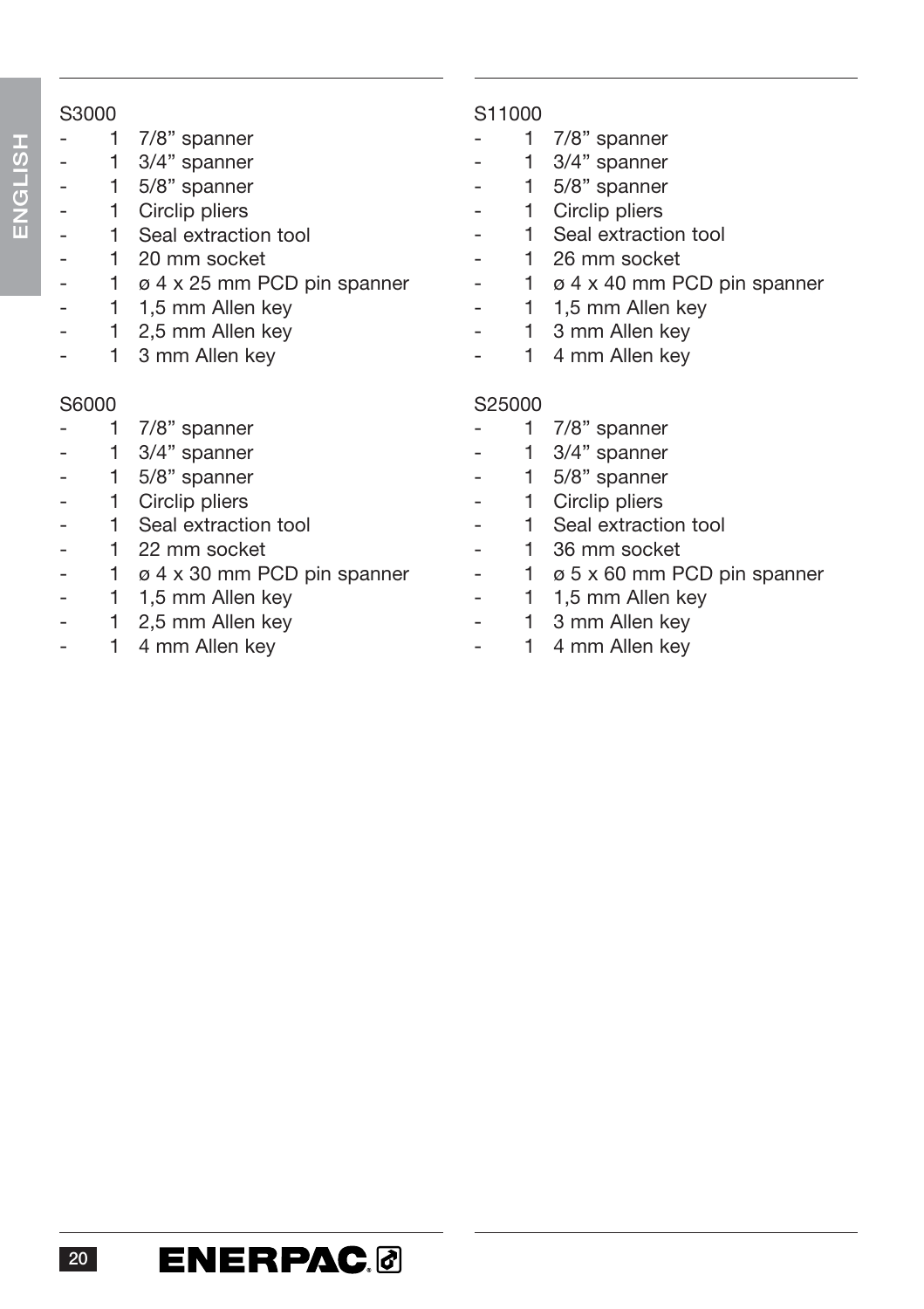S3000

- 1 7/8” spanner
- 1 3/4” spanner
- 1 5/8” spanner
- 1 Circlip pliers
- 1 Seal extraction tool
- 1 20 mm socket
- 1 ø 4 x 25 mm PCD pin spanner
- 1 1,5 mm Allen key
- 1 2,5 mm Allen key
- 1 3 mm Allen key

S6000

- 1 7/8” spanner
- 1 3/4” spanner
- 1 5/8” spanner
- 1 Circlip pliers
- 1 Seal extraction tool
- 1 22 mm socket
- 1 ø 4 x 30 mm PCD pin spanner
- 1 1,5 mm Allen key
- 1 2,5 mm Allen key
- 1 4 mm Allen key

S11000

- 1 7/8” spanner
- 1 3/4” spanner
- 1 5/8” spanner
- 1 Circlip pliers
- 1 Seal extraction tool
- 1 26 mm socket
- 1 ø 4 x 40 mm PCD pin spanner
- 1 1,5 mm Allen key
- 1 3 mm Allen key
- 1 4 mm Allen key

S25000

- 1 7/8” spanner
- 1 3/4” spanner
- 1 5/8” spanner
- 1 Circlip pliers
- 1 Seal extraction tool
- 1 36 mm socket
- 1 ø 5 x 60 mm PCD pin spanner
- 1 1,5 mm Allen key
- 1 3 mm Allen key
- 1 4 mm Allen key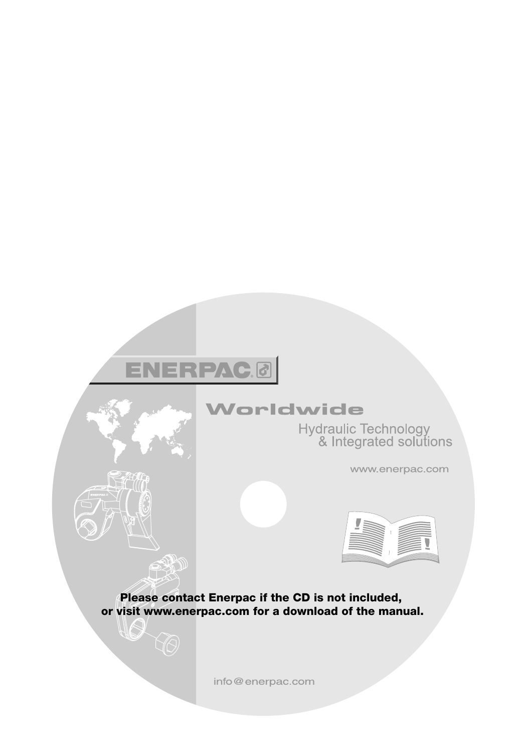ENERPAC

Worldwide

Hydraulic Technology
& Integrated solutions

www.enerpac.com

**Please contact Enerpac if the CD is not included,
or visit www.enerpac.com for a download of the manual.**

info@enerpac.com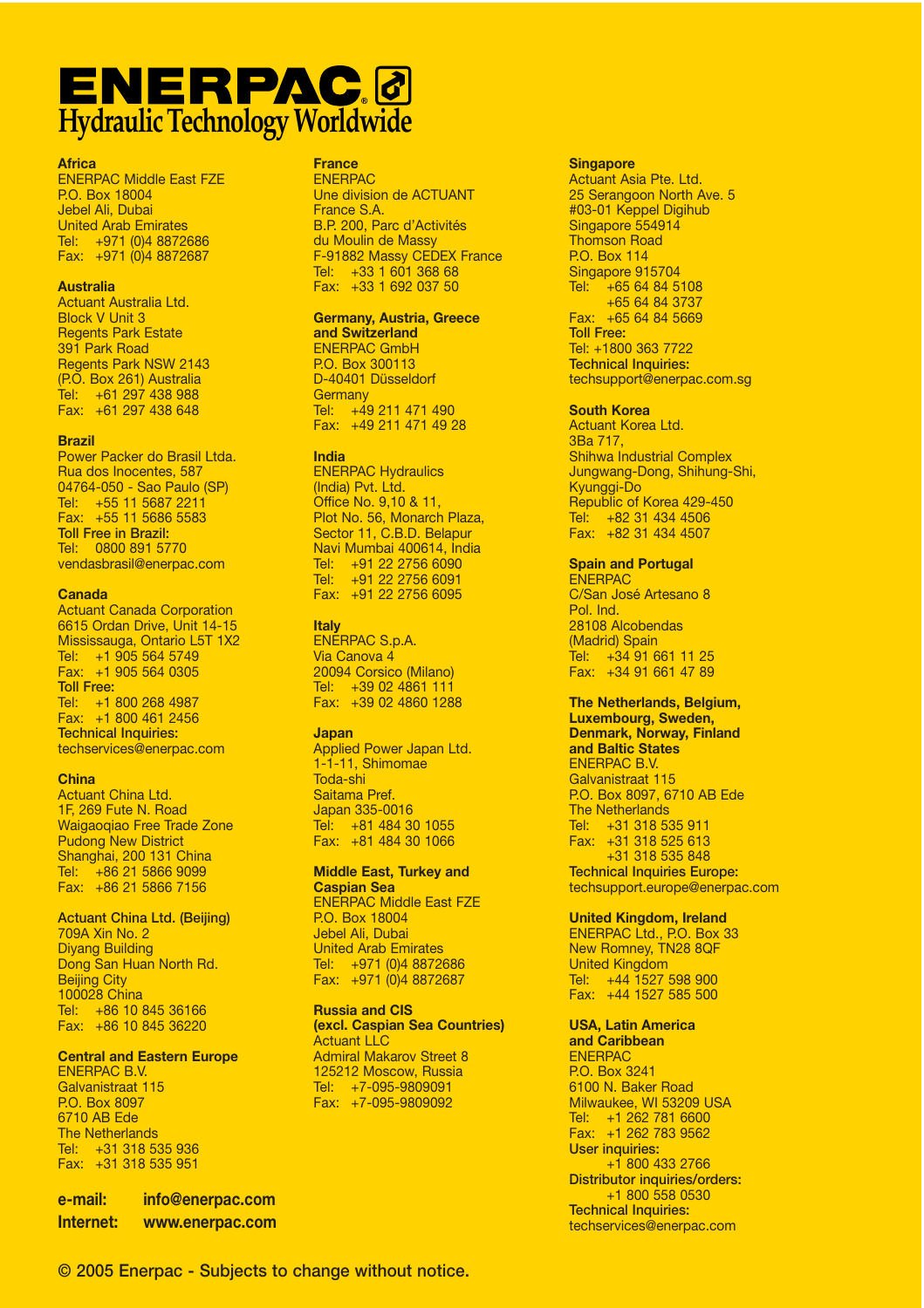# ENERPAC

**Hydraulic Technology Worldwide**

**Africa**
ENERPAC Middle East FZE
P.O. Box 18004
Jebel Ali, Dubai
United Arab Emirates
Tel: +971 (0)4 8872686
Fax: +971 (0)4 8872687

**Australia**
Actuant Australia Ltd.
Block V Unit 3
Regents Park Estate
391 Park Road
Regents Park NSW 2143
(P.O. Box 261) Australia
Tel: +61 297 438 988
Fax: +61 297 438 648

**Brazil**
Power Packer do Brasil Ltda.
Rua dos Inocentes, 587
04764-050 - Sao Paulo (SP)
Tel: +55 11 5687 2211
Fax: +55 11 5686 5583
**Toll Free in Brazil:**
Tel: 0800 891 5770
vendasbrasil@enerpac.com

**Canada**
Actuant Canada Corporation
6615 Ordan Drive, Unit 14-15
Mississauga, Ontario L5T 1X2
Tel: +1 905 564 5749
Fax: +1 905 564 0305
**Toll Free:**
Tel: +1 800 268 4987
Fax: +1 800 461 2456
**Technical Inquiries:**
techservices@enerpac.com

**China**
Actuant China Ltd.
1F, 269 Fute N. Road
Waigaoqiao Free Trade Zone
Pudong New District
Shanghai, 200 131 China
Tel: +86 21 5866 9099
Fax: +86 21 5866 7156

**Actuant China Ltd. (Beijing)**
709A Xin No. 2
Diyang Building
Dong San Huan North Rd.
Beijing City
100028 China
Tel: +86 10 845 36166
Fax: +86 10 845 36220

**Central and Eastern Europe**
ENERPAC B.V.
Galvanistraat 115
P.O. Box 8097
6710 AB Ede
The Netherlands
Tel: +31 318 535 936
Fax: +31 318 535 951

**e-mail:** **info@enerpac.com**
**Internet:** **www.enerpac.com**

**France**
ENERPAC
Une division de ACTUANT
France S.A.
B.P. 200, Parc d'Activités
du Moulin de Massy
F-91882 Massy CEDEX France
Tel: +33 1 601 368 68
Fax: +33 1 692 037 50

**Germany, Austria, Greece and Switzerland**
ENERPAC GmbH
P.O. Box 300113
D-40401 Düsseldorf
Germany
Tel: +49 211 471 490
Fax: +49 211 471 49 28

**India**
ENERPAC Hydraulics
(India) Pvt. Ltd.
Office No. 9,10 & 11,
Plot No. 56, Monarch Plaza,
Sector 11, C.B.D. Belapur
Navi Mumbai 400614, India
Tel: +91 22 2756 6090
Tel: +91 22 2756 6091
Fax: +91 22 2756 6095

**Italy**
ENERPAC S.p.A.
Via Canova 4
20094 Corsico (Milano)
Tel: +39 02 4861 111
Fax: +39 02 4860 1288

**Japan**
Applied Power Japan Ltd.
1-1-11, Shimomae
Toda-shi
Saitama Pref.
Japan 335-0016
Tel: +81 484 30 1055
Fax: +81 484 30 1066

**Middle East, Turkey and Caspian Sea**
ENERPAC Middle East FZE
P.O. Box 18004
Jebel Ali, Dubai
United Arab Emirates
Tel: +971 (0)4 8872686
Fax: +971 (0)4 8872687

**Russia and CIS (excl. Caspian Sea Countries)**
Actuant LLC
Admiral Makarov Street 8
125212 Moscow, Russia
Tel: +7-095-9809091
Fax: +7-095-9809092

**Singapore**
Actuant Asia Pte. Ltd.
25 Serangoon North Ave. 5
#03-01 Keppel Digihub
Singapore 554914
Thomson Road
P.O. Box 114
Singapore 915704
Tel: +65 64 84 5108
+65 64 84 3737
Fax: +65 64 84 5669
**Toll Free:**
Tel: +1800 363 7722
**Technical Inquiries:**
techsupport@enerpac.com.sg

**South Korea**
Actuant Korea Ltd.
3Ba 717,
Shihwa Industrial Complex
Jungwang-Dong, Shihung-Shi,
Kyunggi-Do
Republic of Korea 429-450
Tel: +82 31 434 4506
Fax: +82 31 434 4507

**Spain and Portugal**
ENERPAC
C/San José Artesano 8
Pol. Ind.
28108 Alcobendas
(Madrid) Spain
Tel: +34 91 661 11 25
Fax: +34 91 661 47 89

**The Netherlands, Belgium, Luxembourg, Sweden, Denmark, Norway, Finland and Baltic States**
ENERPAC B.V.
Galvanistraat 115
P.O. Box 8097, 6710 AB Ede
The Netherlands
Tel: +31 318 535 911
Fax: +31 318 525 613
+31 318 535 848
**Technical Inquiries Europe:**
techsupport.europe@enerpac.com

**United Kingdom, Ireland**
ENERPAC Ltd., P.O. Box 33
New Romney, TN28 8QF
United Kingdom
Tel: +44 1527 598 900
Fax: +44 1527 585 500

**USA, Latin America and Caribbean**
ENERPAC
P.O. Box 3241
6100 N. Baker Road
Milwaukee, WI 53209 USA
Tel: +1 262 781 6600
Fax: +1 262 783 9562
**User inquiries:**
+1 800 433 2766
**Distributor inquiries/orders:**
+1 800 558 0530
**Technical Inquiries:**
techservices@enerpac.com

© 2005 Enerpac - Subjects to change without notice.